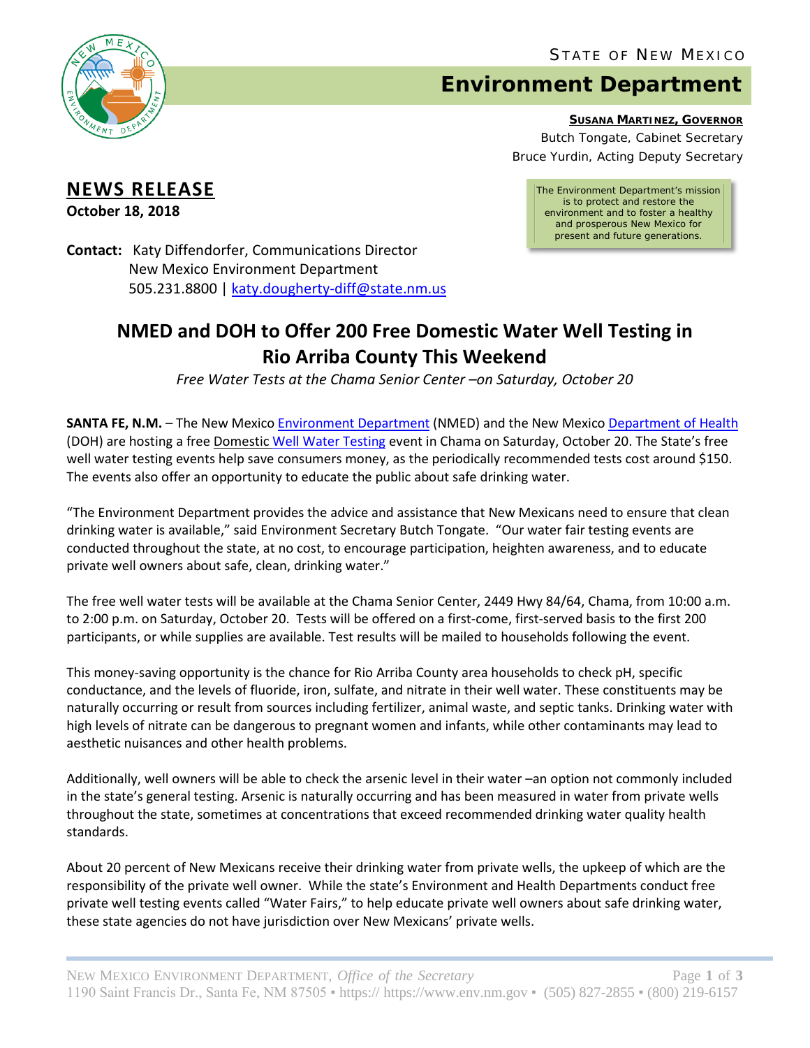STATE OF NEW MEXICO

# Environment Department

**SUSANA MARTINEZ, GOVERNOR**
Butch Tongate, Cabinet Secretary
Bruce Yurdin, Acting Deputy Secretary

The Environment Department's mission is to protect and restore the environment and to foster a healthy and prosperous New Mexico for present and future generations.

## NEWS RELEASE

**October 18, 2018**

**Contact:** Katy Diffendorfer, Communications Director
New Mexico Environment Department
505.231.8800 | katy.dougherty-diff@state.nm.us

# NMED and DOH to Offer 200 Free Domestic Water Well Testing in Rio Arriba County This Weekend

*Free Water Tests at the Chama Senior Center –on Saturday, October 20*

**SANTA FE, N.M.** – The New Mexico Environment Department (NMED) and the New Mexico Department of Health (DOH) are hosting a free Domestic Well Water Testing event in Chama on Saturday, October 20. The State's free well water testing events help save consumers money, as the periodically recommended tests cost around $150. The events also offer an opportunity to educate the public about safe drinking water.

"The Environment Department provides the advice and assistance that New Mexicans need to ensure that clean drinking water is available," said Environment Secretary Butch Tongate. "Our water fair testing events are conducted throughout the state, at no cost, to encourage participation, heighten awareness, and to educate private well owners about safe, clean, drinking water."

The free well water tests will be available at the Chama Senior Center, 2449 Hwy 84/64, Chama, from 10:00 a.m. to 2:00 p.m. on Saturday, October 20. Tests will be offered on a first-come, first-served basis to the first 200 participants, or while supplies are available. Test results will be mailed to households following the event.

This money-saving opportunity is the chance for Rio Arriba County area households to check pH, specific conductance, and the levels of fluoride, iron, sulfate, and nitrate in their well water. These constituents may be naturally occurring or result from sources including fertilizer, animal waste, and septic tanks. Drinking water with high levels of nitrate can be dangerous to pregnant women and infants, while other contaminants may lead to aesthetic nuisances and other health problems.

Additionally, well owners will be able to check the arsenic level in their water –an option not commonly included in the state's general testing. Arsenic is naturally occurring and has been measured in water from private wells throughout the state, sometimes at concentrations that exceed recommended drinking water quality health standards.

About 20 percent of New Mexicans receive their drinking water from private wells, the upkeep of which are the responsibility of the private well owner. While the state's Environment and Health Departments conduct free private well testing events called "Water Fairs," to help educate private well owners about safe drinking water, these state agencies do not have jurisdiction over New Mexicans' private wells.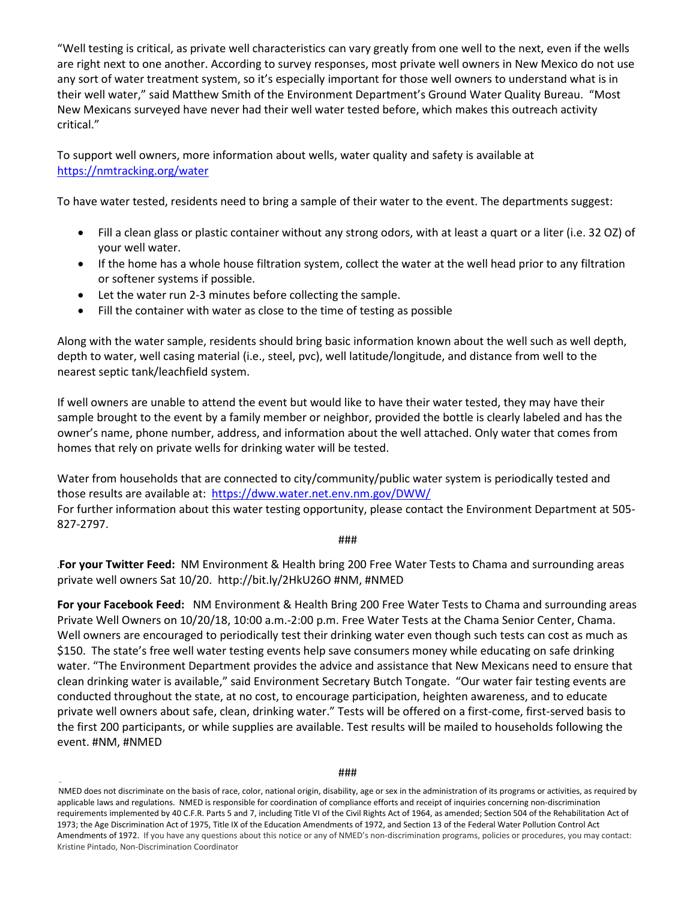"Well testing is critical, as private well characteristics can vary greatly from one well to the next, even if the wells are right next to one another. According to survey responses, most private well owners in New Mexico do not use any sort of water treatment system, so it's especially important for those well owners to understand what is in their well water," said Matthew Smith of the Environment Department's Ground Water Quality Bureau. "Most New Mexicans surveyed have never had their well water tested before, which makes this outreach activity critical."

To support well owners, more information about wells, water quality and safety is available at https://nmtracking.org/water

To have water tested, residents need to bring a sample of their water to the event. The departments suggest:

- Fill a clean glass or plastic container without any strong odors, with at least a quart or a liter (i.e. 32 OZ) of your well water.
- If the home has a whole house filtration system, collect the water at the well head prior to any filtration or softener systems if possible.
- Let the water run 2-3 minutes before collecting the sample.
- Fill the container with water as close to the time of testing as possible

Along with the water sample, residents should bring basic information known about the well such as well depth, depth to water, well casing material (i.e., steel, pvc), well latitude/longitude, and distance from well to the nearest septic tank/leachfield system.

If well owners are unable to attend the event but would like to have their water tested, they may have their sample brought to the event by a family member or neighbor, provided the bottle is clearly labeled and has the owner's name, phone number, address, and information about the well attached. Only water that comes from homes that rely on private wells for drinking water will be tested.

Water from households that are connected to city/community/public water system is periodically tested and those results are available at: https://dww.water.net.env.nm.gov/DWW/
For further information about this water testing opportunity, please contact the Environment Department at 505-827-2797.

###

.**For your Twitter Feed:** NM Environment & Health bring 200 Free Water Tests to Chama and surrounding areas private well owners Sat 10/20. http://bit.ly/2HkU26O #NM, #NMED

**For your Facebook Feed:** NM Environment & Health Bring 200 Free Water Tests to Chama and surrounding areas Private Well Owners on 10/20/18, 10:00 a.m.-2:00 p.m. Free Water Tests at the Chama Senior Center, Chama. Well owners are encouraged to periodically test their drinking water even though such tests can cost as much as $150. The state's free well water testing events help save consumers money while educating on safe drinking water. "The Environment Department provides the advice and assistance that New Mexicans need to ensure that clean drinking water is available," said Environment Secretary Butch Tongate. "Our water fair testing events are conducted throughout the state, at no cost, to encourage participation, heighten awareness, and to educate private well owners about safe, clean, drinking water." Tests will be offered on a first-come, first-served basis to the first 200 participants, or while supplies are available. Test results will be mailed to households following the event. #NM, #NMED

###

NMED does not discriminate on the basis of race, color, national origin, disability, age or sex in the administration of its programs or activities, as required by applicable laws and regulations. NMED is responsible for coordination of compliance efforts and receipt of inquiries concerning non-discrimination requirements implemented by 40 C.F.R. Parts 5 and 7, including Title VI of the Civil Rights Act of 1964, as amended; Section 504 of the Rehabilitation Act of 1973; the Age Discrimination Act of 1975, Title IX of the Education Amendments of 1972, and Section 13 of the Federal Water Pollution Control Act Amendments of 1972. If you have any questions about this notice or any of NMED's non-discrimination programs, policies or procedures, you may contact: Kristine Pintado, Non-Discrimination Coordinator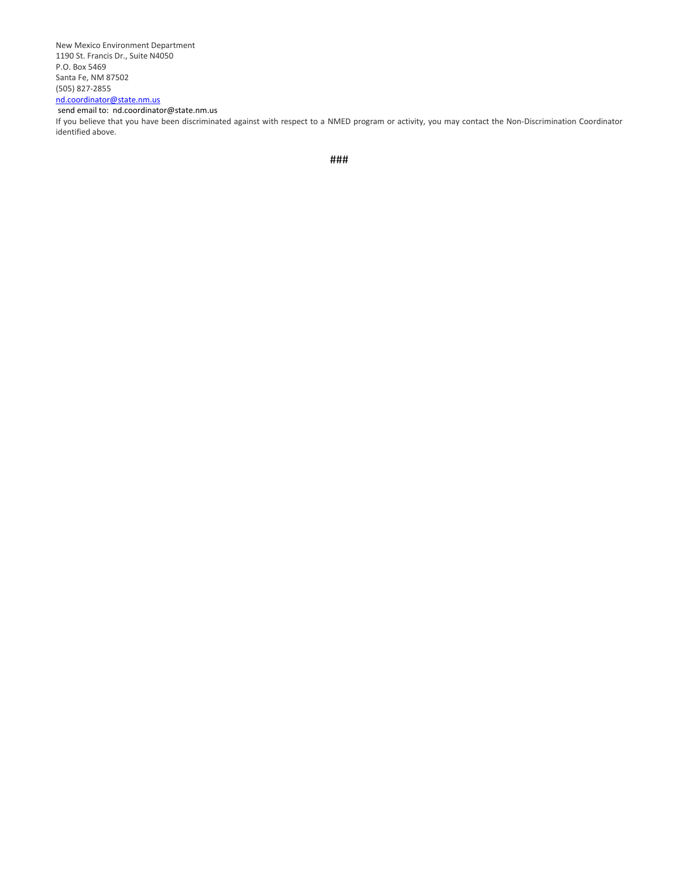New Mexico Environment Department
1190 St. Francis Dr., Suite N4050
P.O. Box 5469
Santa Fe, NM 87502
(505) 827-2855
nd.coordinator@state.nm.us
send email to: nd.coordinator@state.nm.us

If you believe that you have been discriminated against with respect to a NMED program or activity, you may contact the Non-Discrimination Coordinator identified above.

###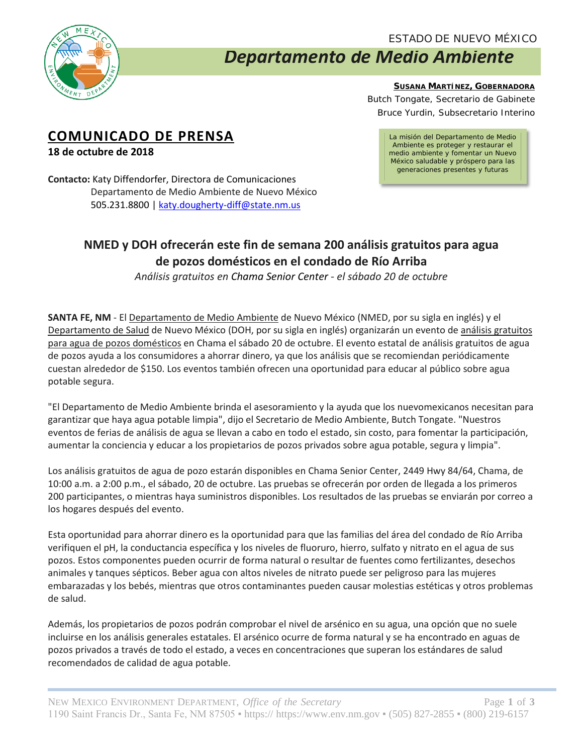ESTADO DE NUEVO MÉXICO

# Departamento de Medio Ambiente

**SUSANA MARTÍNEZ, GOBERNADORA**

Butch Tongate, Secretario de Gabinete

Bruce Yurdin, Subsecretario Interino

La misión del Departamento de Medio Ambiente es proteger y restaurar el medio ambiente y fomentar un Nuevo México saludable y próspero para las generaciones presentes y futuras

## COMUNICADO DE PRENSA

**18 de octubre de 2018**

**Contacto:** Katy Diffendorfer, Directora de Comunicaciones
Departamento de Medio Ambiente de Nuevo México
505.231.8800 | katy.dougherty-diff@state.nm.us

### NMED y DOH ofrecerán este fin de semana 200 análisis gratuitos para agua de pozos domésticos en el condado de Río Arriba

*Análisis gratuitos en Chama Senior Center - el sábado 20 de octubre*

**SANTA FE, NM** - El Departamento de Medio Ambiente de Nuevo México (NMED, por su sigla en inglés) y el Departamento de Salud de Nuevo México (DOH, por su sigla en inglés) organizarán un evento de análisis gratuitos para agua de pozos domésticos en Chama el sábado 20 de octubre. El evento estatal de análisis gratuitos de agua de pozos ayuda a los consumidores a ahorrar dinero, ya que los análisis que se recomiendan periódicamente cuestan alrededor de $150. Los eventos también ofrecen una oportunidad para educar al público sobre agua potable segura.

"El Departamento de Medio Ambiente brinda el asesoramiento y la ayuda que los nuevomexicanos necesitan para garantizar que haya agua potable limpia", dijo el Secretario de Medio Ambiente, Butch Tongate. "Nuestros eventos de ferias de análisis de agua se llevan a cabo en todo el estado, sin costo, para fomentar la participación, aumentar la conciencia y educar a los propietarios de pozos privados sobre agua potable, segura y limpia".

Los análisis gratuitos de agua de pozo estarán disponibles en Chama Senior Center, 2449 Hwy 84/64, Chama, de 10:00 a.m. a 2:00 p.m., el sábado, 20 de octubre. Las pruebas se ofrecerán por orden de llegada a los primeros 200 participantes, o mientras haya suministros disponibles. Los resultados de las pruebas se enviarán por correo a los hogares después del evento.

Esta oportunidad para ahorrar dinero es la oportunidad para que las familias del área del condado de Río Arriba verifiquen el pH, la conductancia específica y los niveles de fluoruro, hierro, sulfato y nitrato en el agua de sus pozos. Estos componentes pueden ocurrir de forma natural o resultar de fuentes como fertilizantes, desechos animales y tanques sépticos. Beber agua con altos niveles de nitrato puede ser peligroso para las mujeres embarazadas y los bebés, mientras que otros contaminantes pueden causar molestias estéticas y otros problemas de salud.

Además, los propietarios de pozos podrán comprobar el nivel de arsénico en su agua, una opción que no suele incluirse en los análisis generales estatales. El arsénico ocurre de forma natural y se ha encontrado en aguas de pozos privados a través de todo el estado, a veces en concentraciones que superan los estándares de salud recomendados de calidad de agua potable.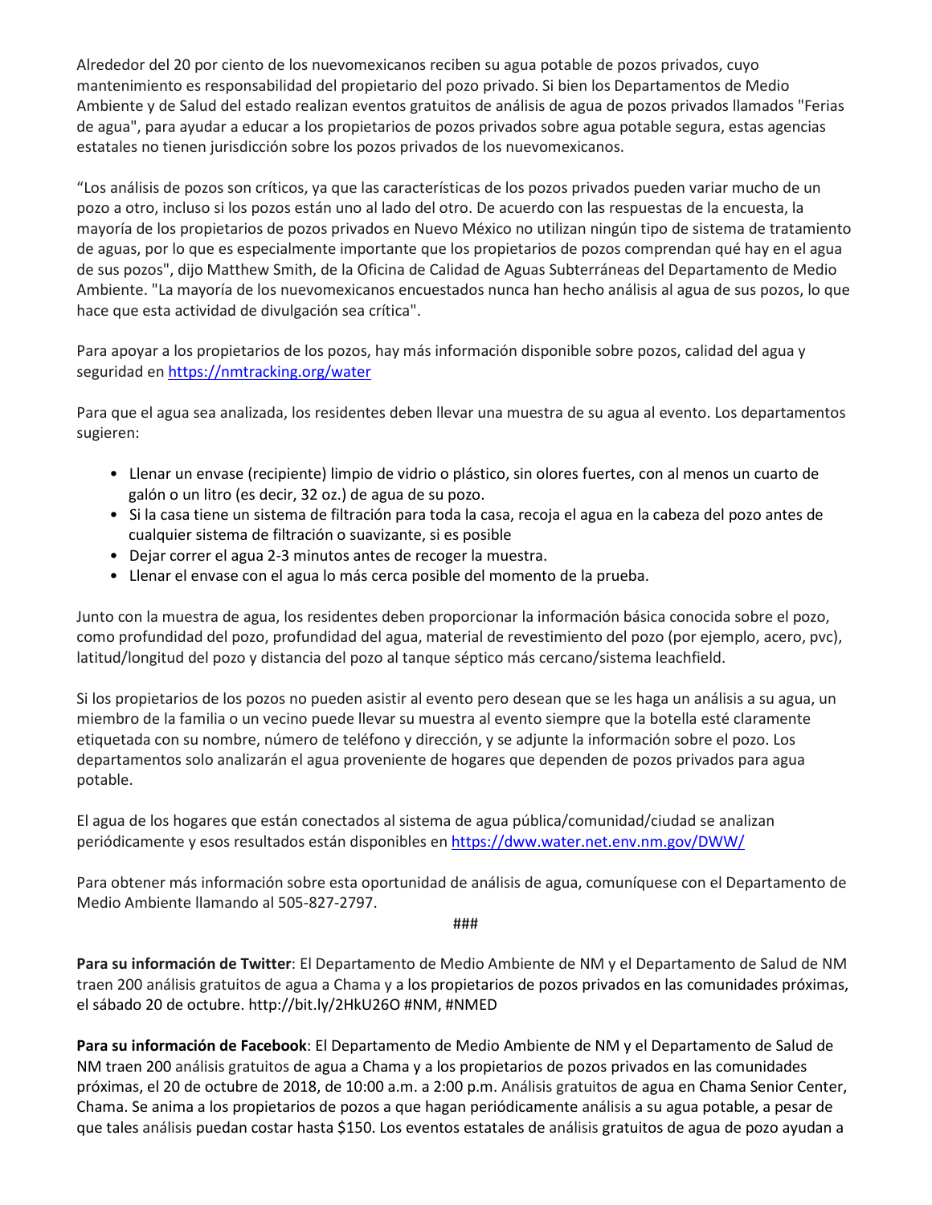Alrededor del 20 por ciento de los nuevomexicanos reciben su agua potable de pozos privados, cuyo mantenimiento es responsabilidad del propietario del pozo privado. Si bien los Departamentos de Medio Ambiente y de Salud del estado realizan eventos gratuitos de análisis de agua de pozos privados llamados "Ferias de agua", para ayudar a educar a los propietarios de pozos privados sobre agua potable segura, estas agencias estatales no tienen jurisdicción sobre los pozos privados de los nuevomexicanos.

“Los análisis de pozos son críticos, ya que las características de los pozos privados pueden variar mucho de un pozo a otro, incluso si los pozos están uno al lado del otro. De acuerdo con las respuestas de la encuesta, la mayoría de los propietarios de pozos privados en Nuevo México no utilizan ningún tipo de sistema de tratamiento de aguas, por lo que es especialmente importante que los propietarios de pozos comprendan qué hay en el agua de sus pozos", dijo Matthew Smith, de la Oficina de Calidad de Aguas Subterráneas del Departamento de Medio Ambiente. "La mayoría de los nuevomexicanos encuestados nunca han hecho análisis al agua de sus pozos, lo que hace que esta actividad de divulgación sea crítica".

Para apoyar a los propietarios de los pozos, hay más información disponible sobre pozos, calidad del agua y seguridad en https://nmtracking.org/water

Para que el agua sea analizada, los residentes deben llevar una muestra de su agua al evento. Los departamentos sugieren:

- Llenar un envase (recipiente) limpio de vidrio o plástico, sin olores fuertes, con al menos un cuarto de galón o un litro (es decir, 32 oz.) de agua de su pozo.
- Si la casa tiene un sistema de filtración para toda la casa, recoja el agua en la cabeza del pozo antes de cualquier sistema de filtración o suavizante, si es posible
- Dejar correr el agua 2-3 minutos antes de recoger la muestra.
- Llenar el envase con el agua lo más cerca posible del momento de la prueba.

Junto con la muestra de agua, los residentes deben proporcionar la información básica conocida sobre el pozo, como profundidad del pozo, profundidad del agua, material de revestimiento del pozo (por ejemplo, acero, pvc), latitud/longitud del pozo y distancia del pozo al tanque séptico más cercano/sistema leachfield.

Si los propietarios de los pozos no pueden asistir al evento pero desean que se les haga un análisis a su agua, un miembro de la familia o un vecino puede llevar su muestra al evento siempre que la botella esté claramente etiquetada con su nombre, número de teléfono y dirección, y se adjunte la información sobre el pozo. Los departamentos solo analizarán el agua proveniente de hogares que dependen de pozos privados para agua potable.

El agua de los hogares que están conectados al sistema de agua pública/comunidad/ciudad se analizan periódicamente y esos resultados están disponibles en https://dww.water.net.env.nm.gov/DWW/

Para obtener más información sobre esta oportunidad de análisis de agua, comuníquese con el Departamento de Medio Ambiente llamando al 505-827-2797.

###

**Para su información de Twitter**: El Departamento de Medio Ambiente de NM y el Departamento de Salud de NM traen 200 análisis gratuitos de agua a Chama y a los propietarios de pozos privados en las comunidades próximas, el sábado 20 de octubre. http://bit.ly/2HkU26O #NM, #NMED

**Para su información de Facebook**: El Departamento de Medio Ambiente de NM y el Departamento de Salud de NM traen 200 análisis gratuitos de agua a Chama y a los propietarios de pozos privados en las comunidades próximas, el 20 de octubre de 2018, de 10:00 a.m. a 2:00 p.m. Análisis gratuitos de agua en Chama Senior Center, Chama. Se anima a los propietarios de pozos a que hagan periódicamente análisis a su agua potable, a pesar de que tales análisis puedan costar hasta $150. Los eventos estatales de análisis gratuitos de agua de pozo ayudan a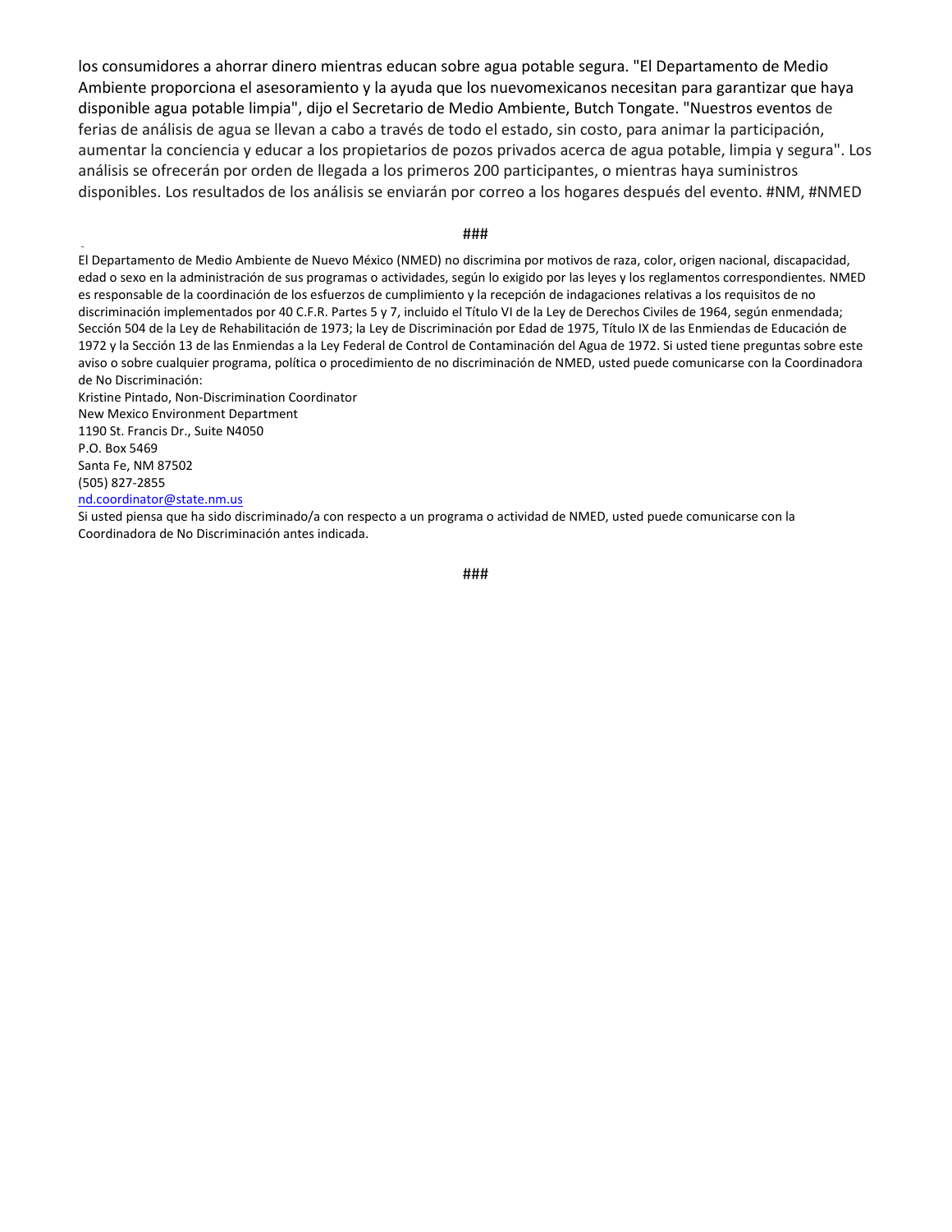los consumidores a ahorrar dinero mientras educan sobre agua potable segura. "El Departamento de Medio Ambiente proporciona el asesoramiento y la ayuda que los nuevomexicanos necesitan para garantizar que haya disponible agua potable limpia", dijo el Secretario de Medio Ambiente, Butch Tongate. "Nuestros eventos de ferias de análisis de agua se llevan a cabo a través de todo el estado, sin costo, para animar la participación, aumentar la conciencia y educar a los propietarios de pozos privados acerca de agua potable, limpia y segura". Los análisis se ofrecerán por orden de llegada a los primeros 200 participantes, o mientras haya suministros disponibles. Los resultados de los análisis se enviarán por correo a los hogares después del evento. #NM, #NMED

###

El Departamento de Medio Ambiente de Nuevo México (NMED) no discrimina por motivos de raza, color, origen nacional, discapacidad, edad o sexo en la administración de sus programas o actividades, según lo exigido por las leyes y los reglamentos correspondientes. NMED es responsable de la coordinación de los esfuerzos de cumplimiento y la recepción de indagaciones relativas a los requisitos de no discriminación implementados por 40 C.F.R. Partes 5 y 7, incluido el Título VI de la Ley de Derechos Civiles de 1964, según enmendada; Sección 504 de la Ley de Rehabilitación de 1973; la Ley de Discriminación por Edad de 1975, Título IX de las Enmiendas de Educación de 1972 y la Sección 13 de las Enmiendas a la Ley Federal de Control de Contaminación del Agua de 1972. Si usted tiene preguntas sobre este aviso o sobre cualquier programa, política o procedimiento de no discriminación de NMED, usted puede comunicarse con la Coordinadora de No Discriminación:

Kristine Pintado, Non-Discrimination Coordinator
New Mexico Environment Department
1190 St. Francis Dr., Suite N4050
P.O. Box 5469
Santa Fe, NM 87502
(505) 827-2855
nd.coordinator@state.nm.us

Si usted piensa que ha sido discriminado/a con respecto a un programa o actividad de NMED, usted puede comunicarse con la Coordinadora de No Discriminación antes indicada.

###